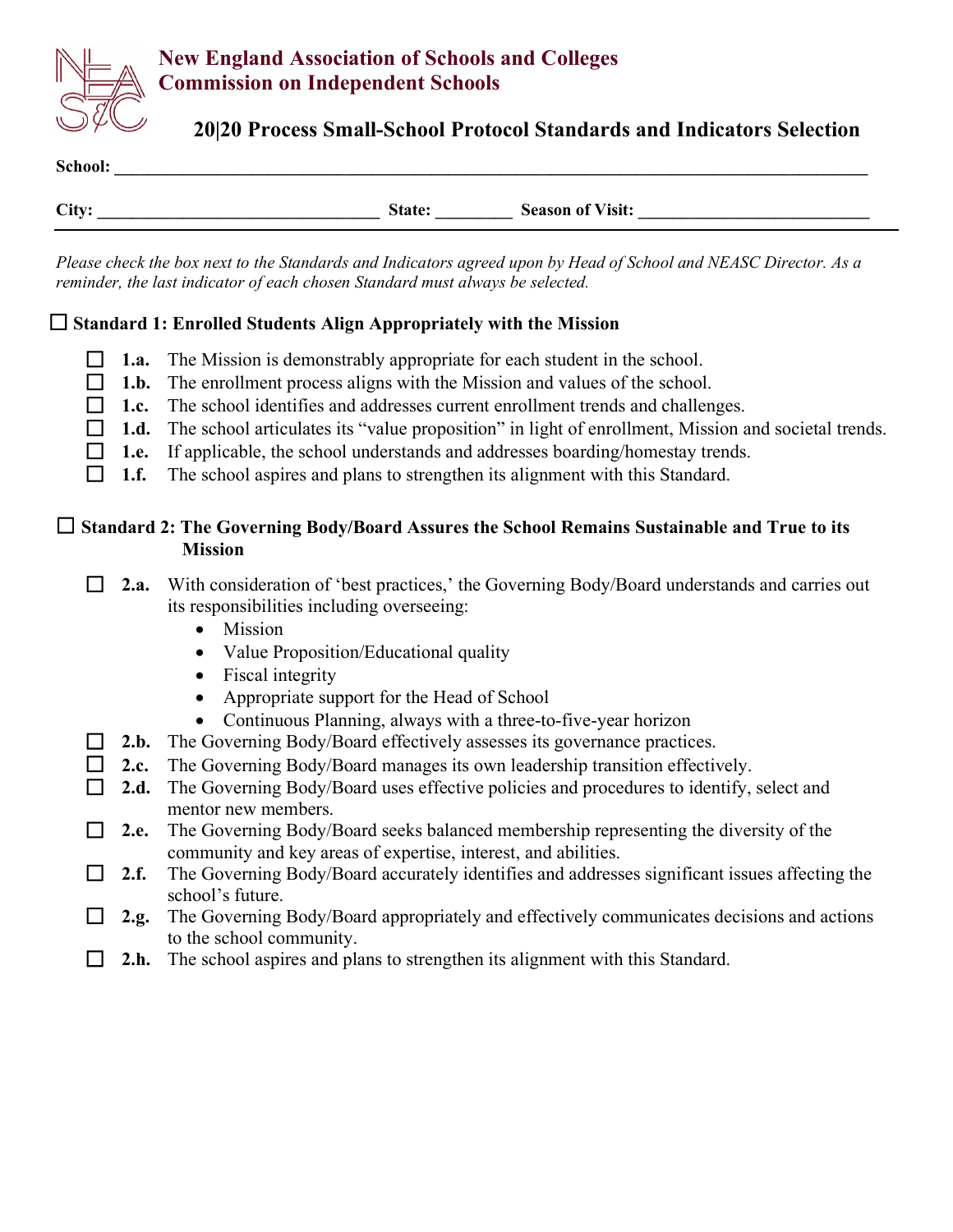**New England Association of Schools and Colleges**
**Commission on Independent Schools**

# 20|20 Process Small-School Protocol Standards and Indicators Selection

**School:** ______________________________________________

**City:** ______________________ **State:** ________ **Season of Visit:** ______________________

---

*Please check the box next to the Standards and Indicators agreed upon by Head of School and NEASC Director. As a reminder, the last indicator of each chosen Standard must always be selected.*

## ☐ Standard 1: Enrolled Students Align Appropriately with the Mission

- ☐ **1.a.** The Mission is demonstrably appropriate for each student in the school.
- ☐ **1.b.** The enrollment process aligns with the Mission and values of the school.
- ☐ **1.c.** The school identifies and addresses current enrollment trends and challenges.
- ☐ **1.d.** The school articulates its "value proposition" in light of enrollment, Mission and societal trends.
- ☐ **1.e.** If applicable, the school understands and addresses boarding/homestay trends.
- ☐ **1.f.** The school aspires and plans to strengthen its alignment with this Standard.

## ☐ Standard 2: The Governing Body/Board Assures the School Remains Sustainable and True to its Mission

- ☐ **2.a.** With consideration of 'best practices,' the Governing Body/Board understands and carries out its responsibilities including overseeing:
  - Mission
  - Value Proposition/Educational quality
  - Fiscal integrity
  - Appropriate support for the Head of School
  - Continuous Planning, always with a three-to-five-year horizon
- ☐ **2.b.** The Governing Body/Board effectively assesses its governance practices.
- ☐ **2.c.** The Governing Body/Board manages its own leadership transition effectively.
- ☐ **2.d.** The Governing Body/Board uses effective policies and procedures to identify, select and mentor new members.
- ☐ **2.e.** The Governing Body/Board seeks balanced membership representing the diversity of the community and key areas of expertise, interest, and abilities.
- ☐ **2.f.** The Governing Body/Board accurately identifies and addresses significant issues affecting the school's future.
- ☐ **2.g.** The Governing Body/Board appropriately and effectively communicates decisions and actions to the school community.
- ☐ **2.h.** The school aspires and plans to strengthen its alignment with this Standard.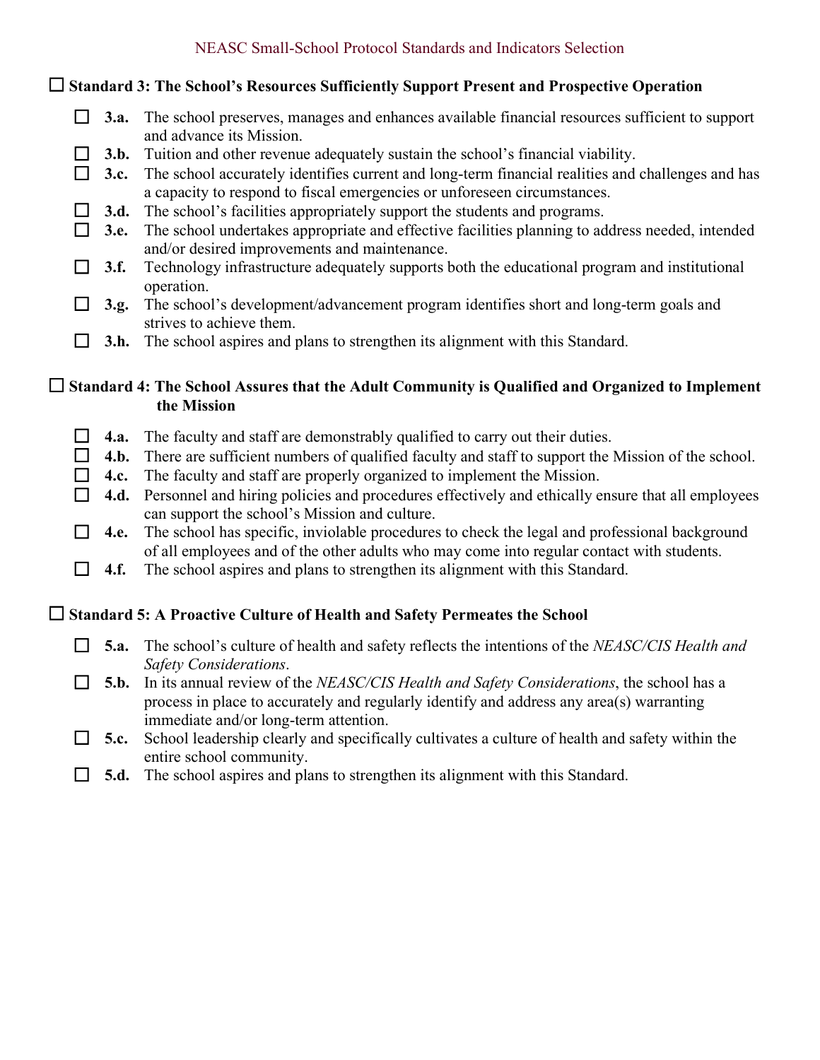NEASC Small-School Protocol Standards and Indicators Selection

- ☐ **Standard 3: The School's Resources Sufficiently Support Present and Prospective Operation**
  - ☐ **3.a.** The school preserves, manages and enhances available financial resources sufficient to support and advance its Mission.
  - ☐ **3.b.** Tuition and other revenue adequately sustain the school's financial viability.
  - ☐ **3.c.** The school accurately identifies current and long-term financial realities and challenges and has a capacity to respond to fiscal emergencies or unforeseen circumstances.
  - ☐ **3.d.** The school's facilities appropriately support the students and programs.
  - ☐ **3.e.** The school undertakes appropriate and effective facilities planning to address needed, intended and/or desired improvements and maintenance.
  - ☐ **3.f.** Technology infrastructure adequately supports both the educational program and institutional operation.
  - ☐ **3.g.** The school's development/advancement program identifies short and long-term goals and strives to achieve them.
  - ☐ **3.h.** The school aspires and plans to strengthen its alignment with this Standard.

- ☐ **Standard 4: The School Assures that the Adult Community is Qualified and Organized to Implement the Mission**
  - ☐ **4.a.** The faculty and staff are demonstrably qualified to carry out their duties.
  - ☐ **4.b.** There are sufficient numbers of qualified faculty and staff to support the Mission of the school.
  - ☐ **4.c.** The faculty and staff are properly organized to implement the Mission.
  - ☐ **4.d.** Personnel and hiring policies and procedures effectively and ethically ensure that all employees can support the school's Mission and culture.
  - ☐ **4.e.** The school has specific, inviolable procedures to check the legal and professional background of all employees and of the other adults who may come into regular contact with students.
  - ☐ **4.f.** The school aspires and plans to strengthen its alignment with this Standard.

- ☐ **Standard 5: A Proactive Culture of Health and Safety Permeates the School**
  - ☐ **5.a.** The school's culture of health and safety reflects the intentions of the *NEASC/CIS Health and Safety Considerations*.
  - ☐ **5.b.** In its annual review of the *NEASC/CIS Health and Safety Considerations*, the school has a process in place to accurately and regularly identify and address any area(s) warranting immediate and/or long-term attention.
  - ☐ **5.c.** School leadership clearly and specifically cultivates a culture of health and safety within the entire school community.
  - ☐ **5.d.** The school aspires and plans to strengthen its alignment with this Standard.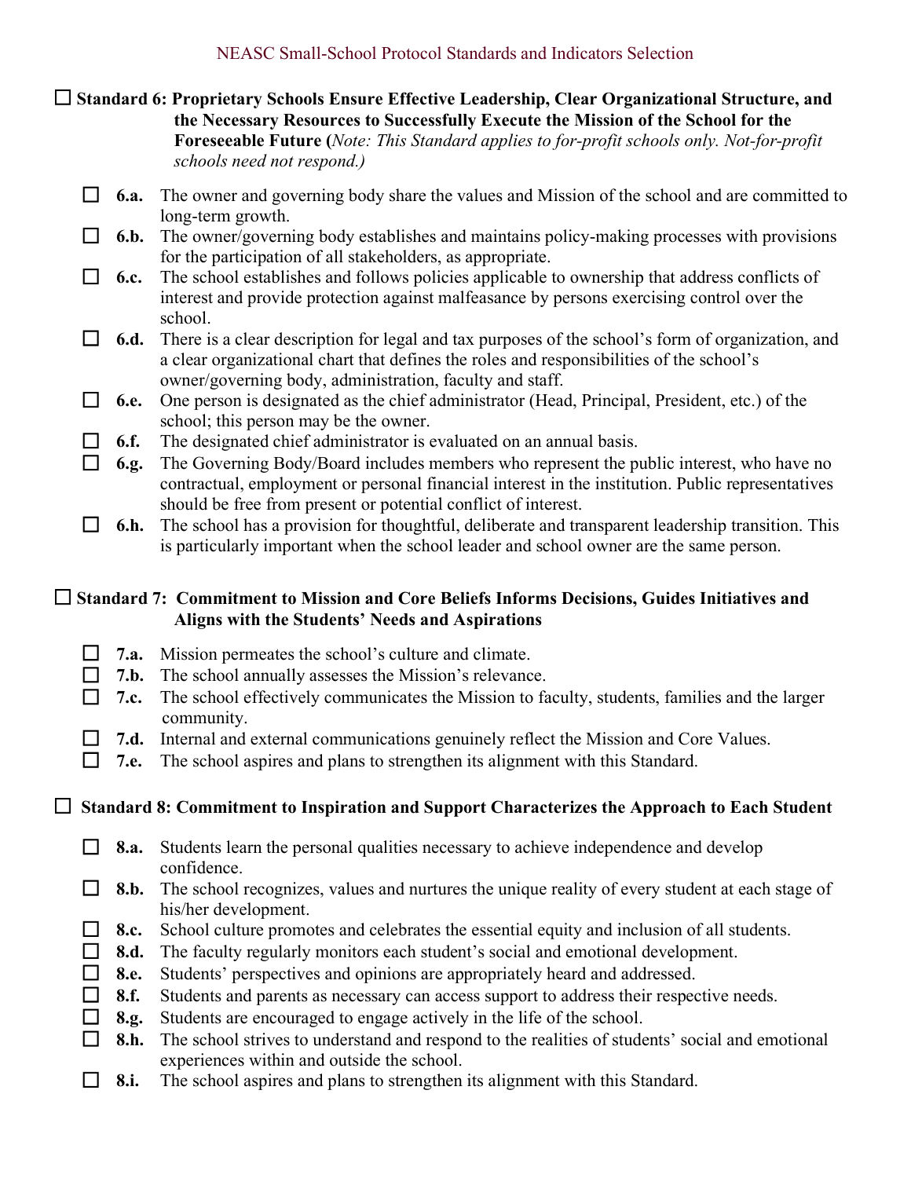NEASC Small-School Protocol Standards and Indicators Selection

☐ **Standard 6: Proprietary Schools Ensure Effective Leadership, Clear Organizational Structure, and the Necessary Resources to Successfully Execute the Mission of the School for the Foreseeable Future (***Note: This Standard applies to for-profit schools only. Not-for-profit schools need not respond.)*

- ☐ **6.a.** The owner and governing body share the values and Mission of the school and are committed to long-term growth.
- ☐ **6.b.** The owner/governing body establishes and maintains policy-making processes with provisions for the participation of all stakeholders, as appropriate.
- ☐ **6.c.** The school establishes and follows policies applicable to ownership that address conflicts of interest and provide protection against malfeasance by persons exercising control over the school.
- ☐ **6.d.** There is a clear description for legal and tax purposes of the school's form of organization, and a clear organizational chart that defines the roles and responsibilities of the school's owner/governing body, administration, faculty and staff.
- ☐ **6.e.** One person is designated as the chief administrator (Head, Principal, President, etc.) of the school; this person may be the owner.
- ☐ **6.f.** The designated chief administrator is evaluated on an annual basis.
- ☐ **6.g.** The Governing Body/Board includes members who represent the public interest, who have no contractual, employment or personal financial interest in the institution. Public representatives should be free from present or potential conflict of interest.
- ☐ **6.h.** The school has a provision for thoughtful, deliberate and transparent leadership transition. This is particularly important when the school leader and school owner are the same person.

☐ **Standard 7: Commitment to Mission and Core Beliefs Informs Decisions, Guides Initiatives and Aligns with the Students' Needs and Aspirations**

- ☐ **7.a.** Mission permeates the school's culture and climate.
- ☐ **7.b.** The school annually assesses the Mission's relevance.
- ☐ **7.c.** The school effectively communicates the Mission to faculty, students, families and the larger community.
- ☐ **7.d.** Internal and external communications genuinely reflect the Mission and Core Values.
- ☐ **7.e.** The school aspires and plans to strengthen its alignment with this Standard.

☐ **Standard 8: Commitment to Inspiration and Support Characterizes the Approach to Each Student**

- ☐ **8.a.** Students learn the personal qualities necessary to achieve independence and develop confidence.
- ☐ **8.b.** The school recognizes, values and nurtures the unique reality of every student at each stage of his/her development.
- ☐ **8.c.** School culture promotes and celebrates the essential equity and inclusion of all students.
- ☐ **8.d.** The faculty regularly monitors each student's social and emotional development.
- ☐ **8.e.** Students' perspectives and opinions are appropriately heard and addressed.
- ☐ **8.f.** Students and parents as necessary can access support to address their respective needs.
- ☐ **8.g.** Students are encouraged to engage actively in the life of the school.
- ☐ **8.h.** The school strives to understand and respond to the realities of students' social and emotional experiences within and outside the school.
- ☐ **8.i.** The school aspires and plans to strengthen its alignment with this Standard.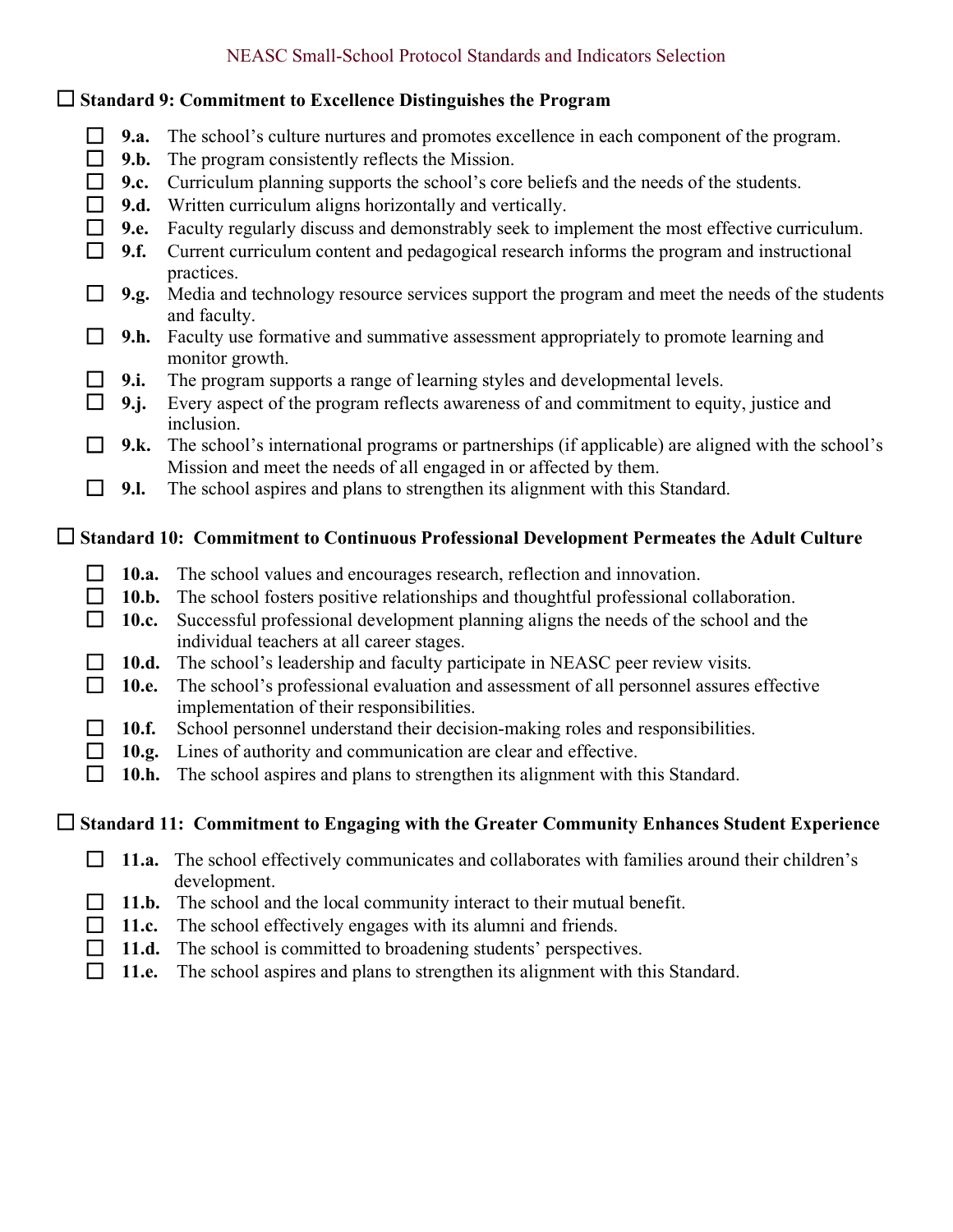NEASC Small-School Protocol Standards and Indicators Selection

## ☐ Standard 9: Commitment to Excellence Distinguishes the Program

- ☐ **9.a.** The school's culture nurtures and promotes excellence in each component of the program.
- ☐ **9.b.** The program consistently reflects the Mission.
- ☐ **9.c.** Curriculum planning supports the school's core beliefs and the needs of the students.
- ☐ **9.d.** Written curriculum aligns horizontally and vertically.
- ☐ **9.e.** Faculty regularly discuss and demonstrably seek to implement the most effective curriculum.
- ☐ **9.f.** Current curriculum content and pedagogical research informs the program and instructional practices.
- ☐ **9.g.** Media and technology resource services support the program and meet the needs of the students and faculty.
- ☐ **9.h.** Faculty use formative and summative assessment appropriately to promote learning and monitor growth.
- ☐ **9.i.** The program supports a range of learning styles and developmental levels.
- ☐ **9.j.** Every aspect of the program reflects awareness of and commitment to equity, justice and inclusion.
- ☐ **9.k.** The school's international programs or partnerships (if applicable) are aligned with the school's Mission and meet the needs of all engaged in or affected by them.
- ☐ **9.l.** The school aspires and plans to strengthen its alignment with this Standard.

## ☐ Standard 10: Commitment to Continuous Professional Development Permeates the Adult Culture

- ☐ **10.a.** The school values and encourages research, reflection and innovation.
- ☐ **10.b.** The school fosters positive relationships and thoughtful professional collaboration.
- ☐ **10.c.** Successful professional development planning aligns the needs of the school and the individual teachers at all career stages.
- ☐ **10.d.** The school's leadership and faculty participate in NEASC peer review visits.
- ☐ **10.e.** The school's professional evaluation and assessment of all personnel assures effective implementation of their responsibilities.
- ☐ **10.f.** School personnel understand their decision-making roles and responsibilities.
- ☐ **10.g.** Lines of authority and communication are clear and effective.
- ☐ **10.h.** The school aspires and plans to strengthen its alignment with this Standard.

## ☐ Standard 11: Commitment to Engaging with the Greater Community Enhances Student Experience

- ☐ **11.a.** The school effectively communicates and collaborates with families around their children's development.
- ☐ **11.b.** The school and the local community interact to their mutual benefit.
- ☐ **11.c.** The school effectively engages with its alumni and friends.
- ☐ **11.d.** The school is committed to broadening students' perspectives.
- ☐ **11.e.** The school aspires and plans to strengthen its alignment with this Standard.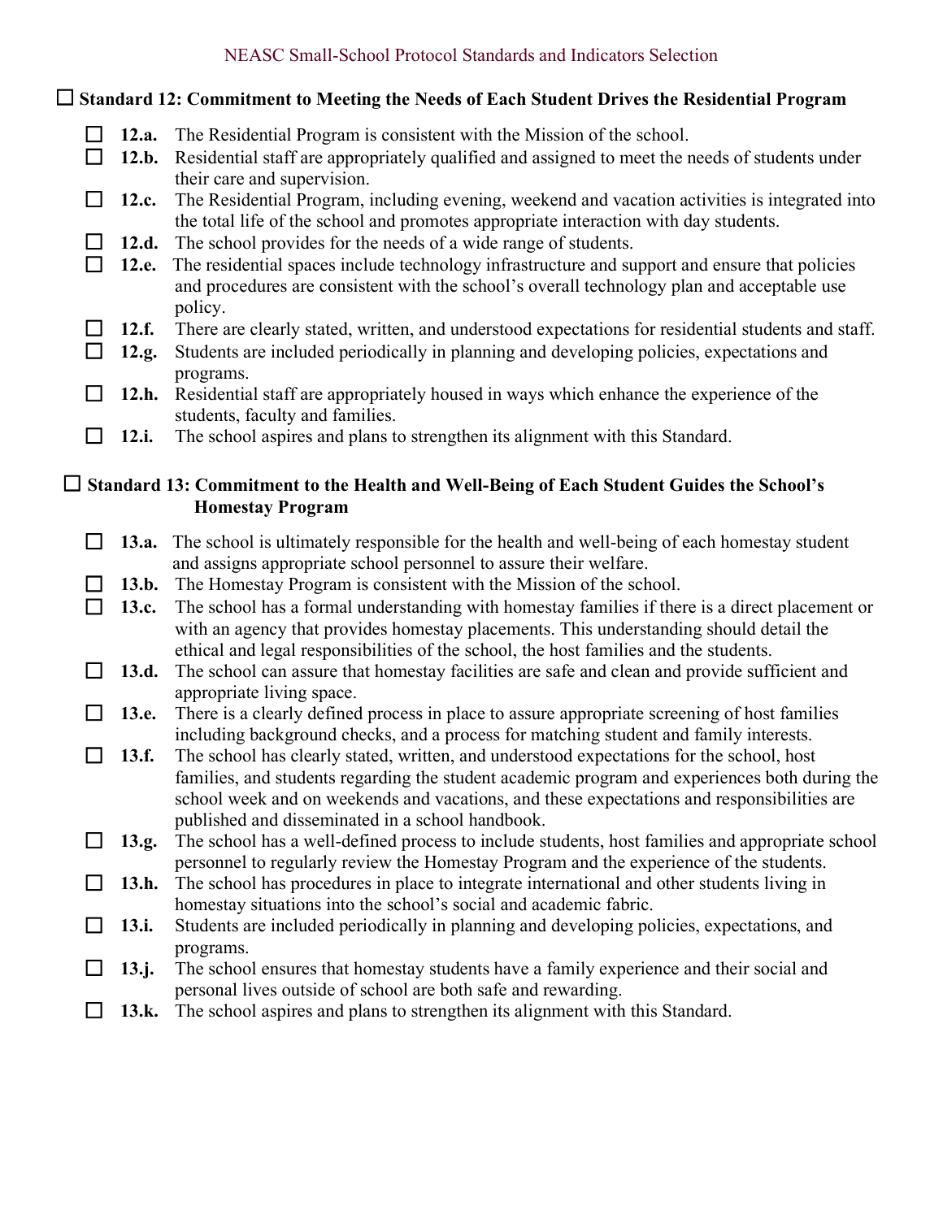NEASC Small-School Protocol Standards and Indicators Selection

## ☐ Standard 12: Commitment to Meeting the Needs of Each Student Drives the Residential Program

- ☐ **12.a.** The Residential Program is consistent with the Mission of the school.
- ☐ **12.b.** Residential staff are appropriately qualified and assigned to meet the needs of students under their care and supervision.
- ☐ **12.c.** The Residential Program, including evening, weekend and vacation activities is integrated into the total life of the school and promotes appropriate interaction with day students.
- ☐ **12.d.** The school provides for the needs of a wide range of students.
- ☐ **12.e.** The residential spaces include technology infrastructure and support and ensure that policies and procedures are consistent with the school's overall technology plan and acceptable use policy.
- ☐ **12.f.** There are clearly stated, written, and understood expectations for residential students and staff.
- ☐ **12.g.** Students are included periodically in planning and developing policies, expectations and programs.
- ☐ **12.h.** Residential staff are appropriately housed in ways which enhance the experience of the students, faculty and families.
- ☐ **12.i.** The school aspires and plans to strengthen its alignment with this Standard.

## ☐ Standard 13: Commitment to the Health and Well-Being of Each Student Guides the School's Homestay Program

- ☐ **13.a.** The school is ultimately responsible for the health and well-being of each homestay student and assigns appropriate school personnel to assure their welfare.
- ☐ **13.b.** The Homestay Program is consistent with the Mission of the school.
- ☐ **13.c.** The school has a formal understanding with homestay families if there is a direct placement or with an agency that provides homestay placements. This understanding should detail the ethical and legal responsibilities of the school, the host families and the students.
- ☐ **13.d.** The school can assure that homestay facilities are safe and clean and provide sufficient and appropriate living space.
- ☐ **13.e.** There is a clearly defined process in place to assure appropriate screening of host families including background checks, and a process for matching student and family interests.
- ☐ **13.f.** The school has clearly stated, written, and understood expectations for the school, host families, and students regarding the student academic program and experiences both during the school week and on weekends and vacations, and these expectations and responsibilities are published and disseminated in a school handbook.
- ☐ **13.g.** The school has a well-defined process to include students, host families and appropriate school personnel to regularly review the Homestay Program and the experience of the students.
- ☐ **13.h.** The school has procedures in place to integrate international and other students living in homestay situations into the school's social and academic fabric.
- ☐ **13.i.** Students are included periodically in planning and developing policies, expectations, and programs.
- ☐ **13.j.** The school ensures that homestay students have a family experience and their social and personal lives outside of school are both safe and rewarding.
- ☐ **13.k.** The school aspires and plans to strengthen its alignment with this Standard.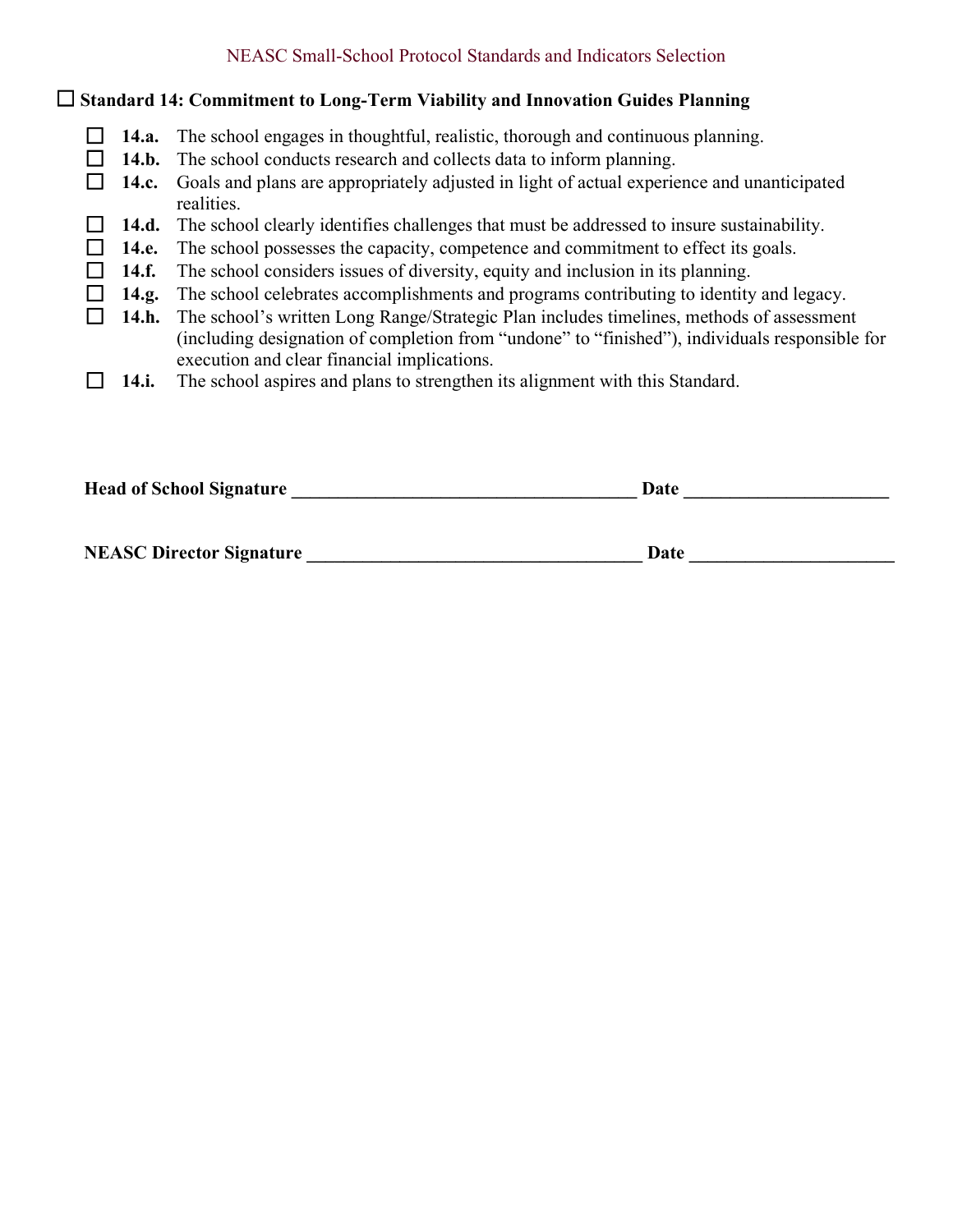☐ **Standard 14: Commitment to Long-Term Viability and Innovation Guides Planning**

- ☐ **14.a.** The school engages in thoughtful, realistic, thorough and continuous planning.
- ☐ **14.b.** The school conducts research and collects data to inform planning.
- ☐ **14.c.** Goals and plans are appropriately adjusted in light of actual experience and unanticipated realities.
- ☐ **14.d.** The school clearly identifies challenges that must be addressed to insure sustainability.
- ☐ **14.e.** The school possesses the capacity, competence and commitment to effect its goals.
- ☐ **14.f.** The school considers issues of diversity, equity and inclusion in its planning.
- ☐ **14.g.** The school celebrates accomplishments and programs contributing to identity and legacy.
- ☐ **14.h.** The school's written Long Range/Strategic Plan includes timelines, methods of assessment (including designation of completion from "undone" to "finished"), individuals responsible for execution and clear financial implications.
- ☐ **14.i.** The school aspires and plans to strengthen its alignment with this Standard.

**Head of School Signature** ____________________________________ **Date** _____________________

**NEASC Director Signature** ____________________________________ **Date** _____________________